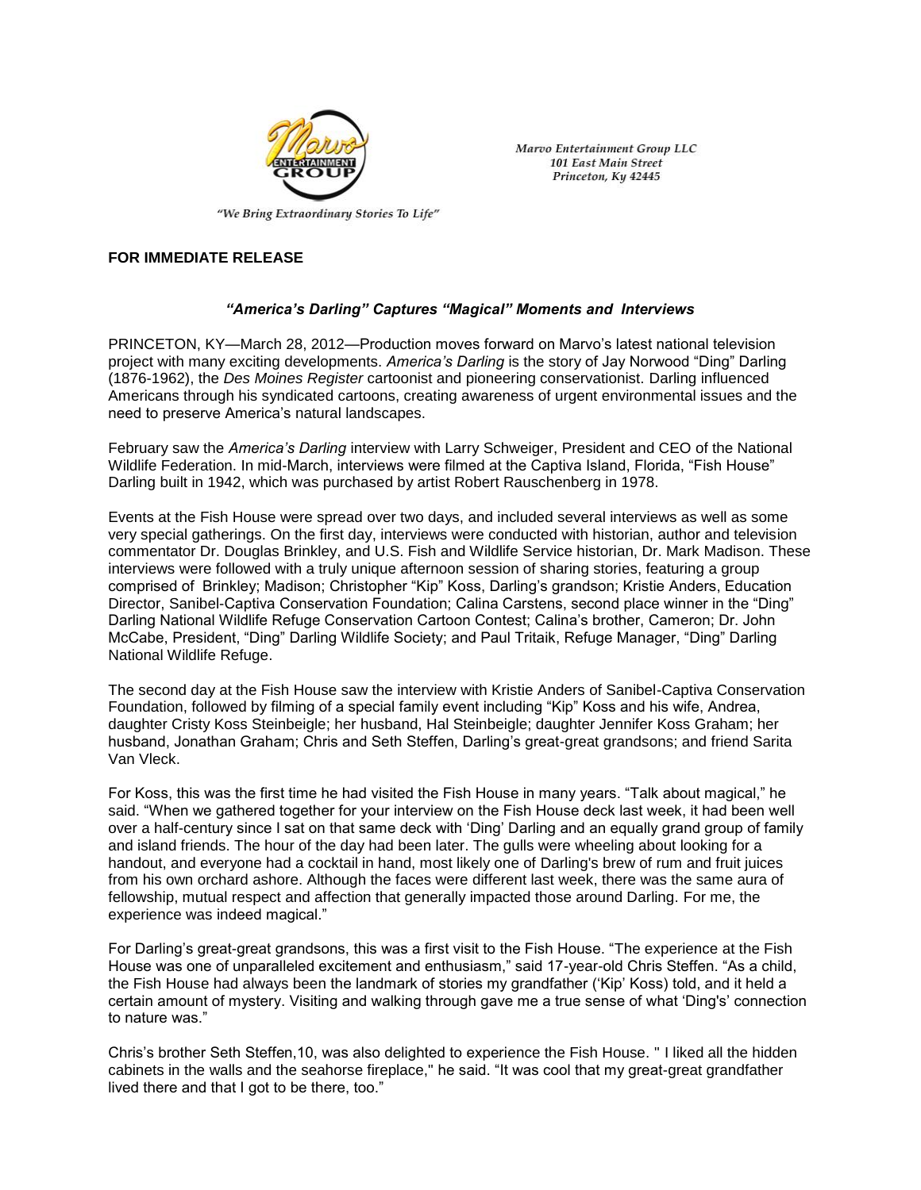Marvo Entertainment Group LLC
101 East Main Street
Princeton, Ky 42445

"We Bring Extraordinary Stories To Life"

**FOR IMMEDIATE RELEASE**

### *"America's Darling" Captures "Magical" Moments and Interviews*

PRINCETON, KY—March 28, 2012—Production moves forward on Marvo's latest national television project with many exciting developments. *America's Darling* is the story of Jay Norwood "Ding" Darling (1876-1962), the *Des Moines Register* cartoonist and pioneering conservationist. Darling influenced Americans through his syndicated cartoons, creating awareness of urgent environmental issues and the need to preserve America's natural landscapes.

February saw the *America's Darling* interview with Larry Schweiger, President and CEO of the National Wildlife Federation. In mid-March, interviews were filmed at the Captiva Island, Florida, "Fish House" Darling built in 1942, which was purchased by artist Robert Rauschenberg in 1978.

Events at the Fish House were spread over two days, and included several interviews as well as some very special gatherings. On the first day, interviews were conducted with historian, author and television commentator Dr. Douglas Brinkley, and U.S. Fish and Wildlife Service historian, Dr. Mark Madison. These interviews were followed with a truly unique afternoon session of sharing stories, featuring a group comprised of Brinkley; Madison; Christopher "Kip" Koss, Darling's grandson; Kristie Anders, Education Director, Sanibel-Captiva Conservation Foundation; Calina Carstens, second place winner in the "Ding" Darling National Wildlife Refuge Conservation Cartoon Contest; Calina's brother, Cameron; Dr. John McCabe, President, "Ding" Darling Wildlife Society; and Paul Tritaik, Refuge Manager, "Ding" Darling National Wildlife Refuge.

The second day at the Fish House saw the interview with Kristie Anders of Sanibel-Captiva Conservation Foundation, followed by filming of a special family event including "Kip" Koss and his wife, Andrea, daughter Cristy Koss Steinbeigle; her husband, Hal Steinbeigle; daughter Jennifer Koss Graham; her husband, Jonathan Graham; Chris and Seth Steffen, Darling's great-great grandsons; and friend Sarita Van Vleck.

For Koss, this was the first time he had visited the Fish House in many years. "Talk about magical," he said. "When we gathered together for your interview on the Fish House deck last week, it had been well over a half-century since I sat on that same deck with 'Ding' Darling and an equally grand group of family and island friends. The hour of the day had been later. The gulls were wheeling about looking for a handout, and everyone had a cocktail in hand, most likely one of Darling's brew of rum and fruit juices from his own orchard ashore. Although the faces were different last week, there was the same aura of fellowship, mutual respect and affection that generally impacted those around Darling. For me, the experience was indeed magical."

For Darling's great-great grandsons, this was a first visit to the Fish House. "The experience at the Fish House was one of unparalleled excitement and enthusiasm," said 17-year-old Chris Steffen. "As a child, the Fish House had always been the landmark of stories my grandfather ('Kip' Koss) told, and it held a certain amount of mystery. Visiting and walking through gave me a true sense of what 'Ding's' connection to nature was."

Chris's brother Seth Steffen,10, was also delighted to experience the Fish House. " I liked all the hidden cabinets in the walls and the seahorse fireplace," he said. "It was cool that my great-great grandfather lived there and that I got to be there, too."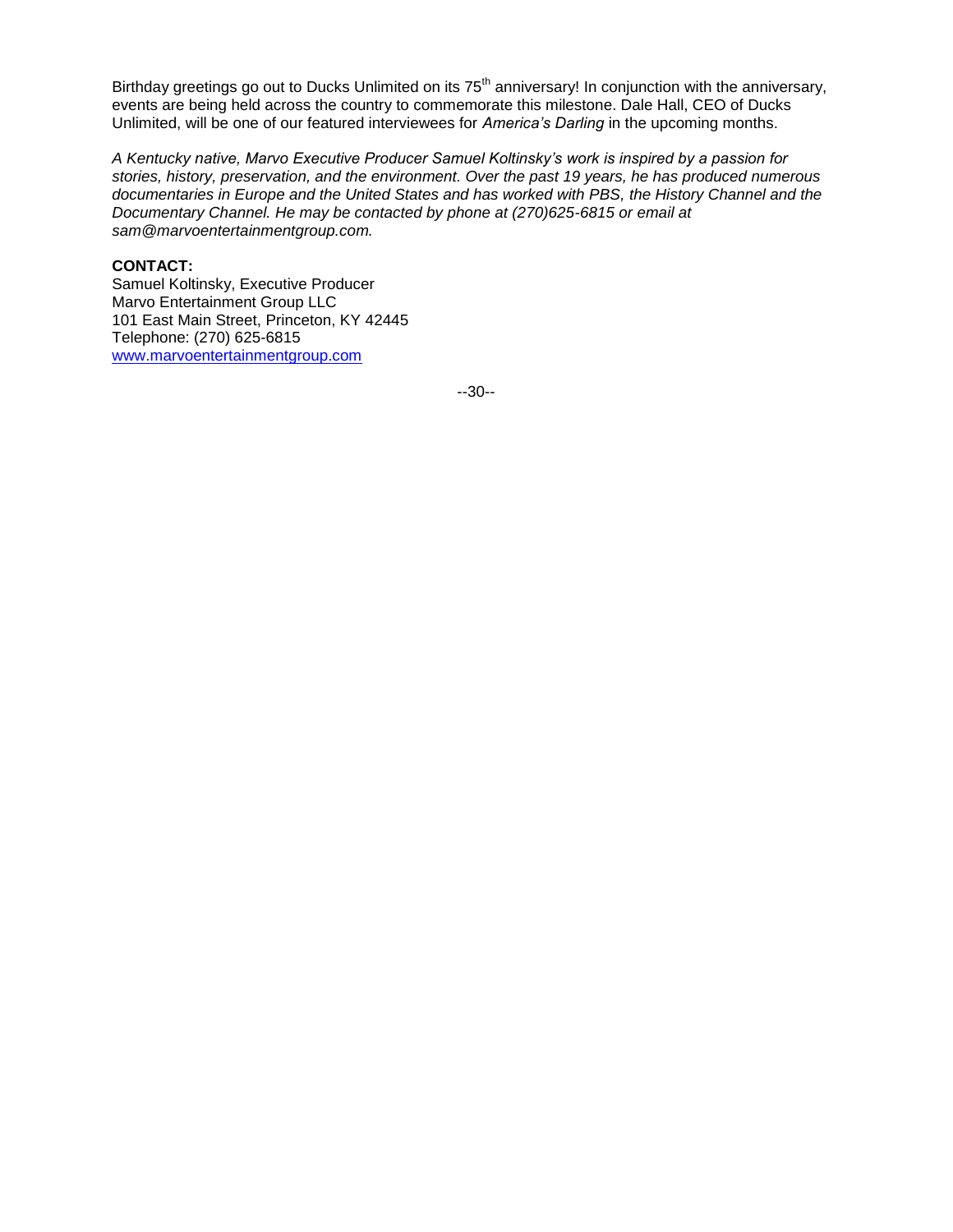Birthday greetings go out to Ducks Unlimited on its 75th anniversary! In conjunction with the anniversary, events are being held across the country to commemorate this milestone. Dale Hall, CEO of Ducks Unlimited, will be one of our featured interviewees for *America's Darling* in the upcoming months.

*A Kentucky native, Marvo Executive Producer Samuel Koltinsky's work is inspired by a passion for stories, history, preservation, and the environment. Over the past 19 years, he has produced numerous documentaries in Europe and the United States and has worked with PBS, the History Channel and the Documentary Channel. He may be contacted by phone at (270)625-6815 or email at sam@marvoentertainmentgroup.com.*

**CONTACT:**
Samuel Koltinsky, Executive Producer
Marvo Entertainment Group LLC
101 East Main Street, Princeton, KY 42445
Telephone: (270) 625-6815
[www.marvoentertainmentgroup.com](http://www.marvoentertainmentgroup.com)

--30--